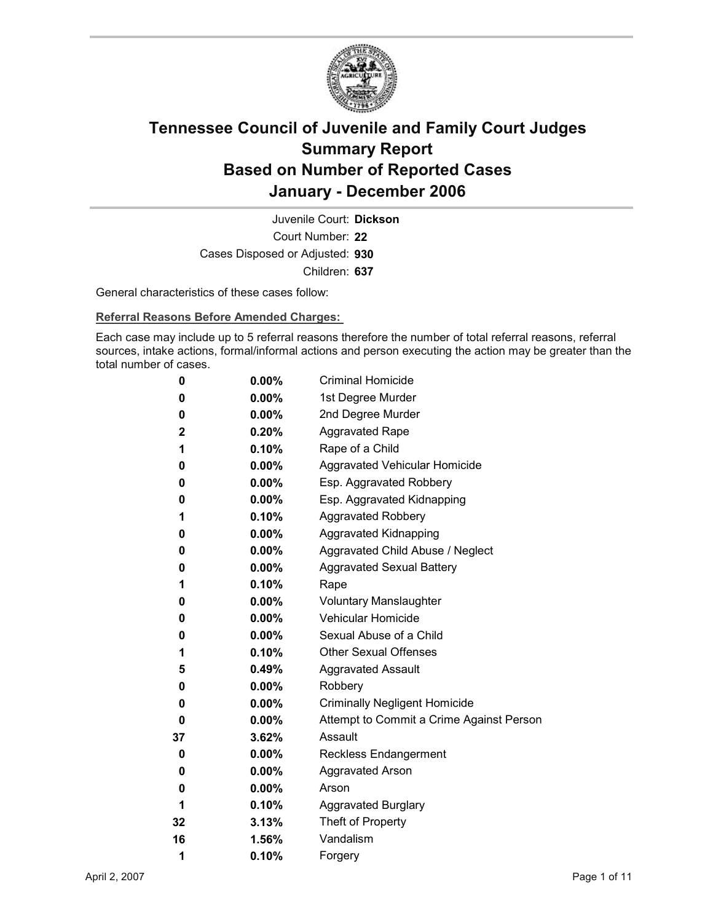# Tennessee Council of Juvenile and Family Court Judges
# Summary Report
# Based on Number of Reported Cases
# January - December 2006

Juvenile Court: **Dickson**
Court Number: **22**
Cases Disposed or Adjusted: **930**
Children: **637**

General characteristics of these cases follow:

**Referral Reasons Before Amended Charges:**

Each case may include up to 5 referral reasons therefore the number of total referral reasons, referral sources, intake actions, formal/informal actions and person executing the action may be greater than the total number of cases.

| | | |
|---|---|---|
| 0 | 0.00% | Criminal Homicide |
| 0 | 0.00% | 1st Degree Murder |
| 0 | 0.00% | 2nd Degree Murder |
| 2 | 0.20% | Aggravated Rape |
| 1 | 0.10% | Rape of a Child |
| 0 | 0.00% | Aggravated Vehicular Homicide |
| 0 | 0.00% | Esp. Aggravated Robbery |
| 0 | 0.00% | Esp. Aggravated Kidnapping |
| 1 | 0.10% | Aggravated Robbery |
| 0 | 0.00% | Aggravated Kidnapping |
| 0 | 0.00% | Aggravated Child Abuse / Neglect |
| 0 | 0.00% | Aggravated Sexual Battery |
| 1 | 0.10% | Rape |
| 0 | 0.00% | Voluntary Manslaughter |
| 0 | 0.00% | Vehicular Homicide |
| 0 | 0.00% | Sexual Abuse of a Child |
| 1 | 0.10% | Other Sexual Offenses |
| 5 | 0.49% | Aggravated Assault |
| 0 | 0.00% | Robbery |
| 0 | 0.00% | Criminally Negligent Homicide |
| 0 | 0.00% | Attempt to Commit a Crime Against Person |
| 37 | 3.62% | Assault |
| 0 | 0.00% | Reckless Endangerment |
| 0 | 0.00% | Aggravated Arson |
| 0 | 0.00% | Arson |
| 1 | 0.10% | Aggravated Burglary |
| 32 | 3.13% | Theft of Property |
| 16 | 1.56% | Vandalism |
| 1 | 0.10% | Forgery |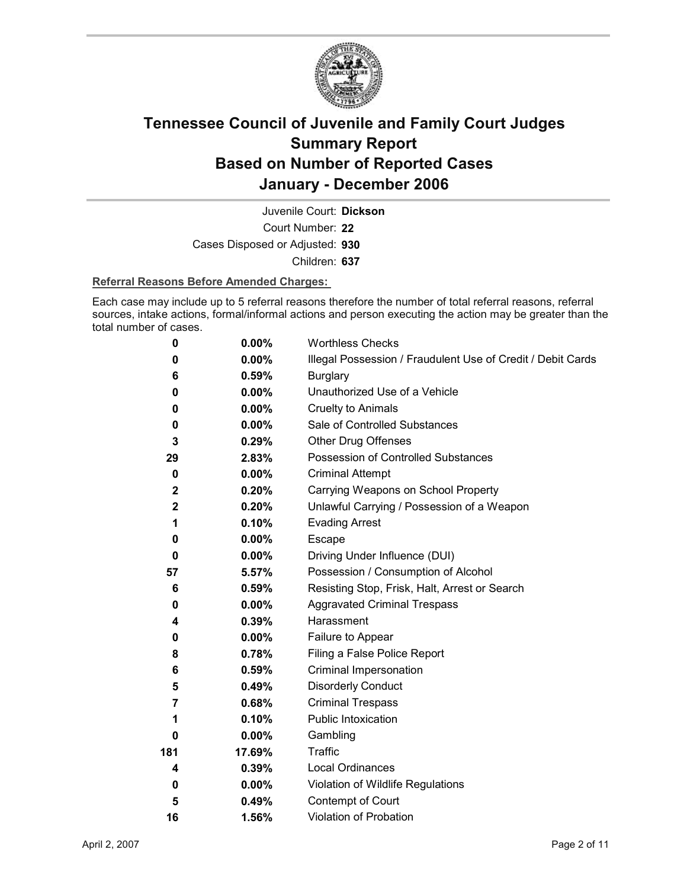# Tennessee Council of Juvenile and Family Court Judges
# Summary Report
# Based on Number of Reported Cases
# January - December 2006

Juvenile Court: **Dickson**

Court Number: **22**

Cases Disposed or Adjusted: **930**

Children: **637**

**Referral Reasons Before Amended Charges:**

Each case may include up to 5 referral reasons therefore the number of total referral reasons, referral sources, intake actions, formal/informal actions and person executing the action may be greater than the total number of cases.

| Count | Percent | Referral Reason |
|---|---|---|
| 0 | 0.00% | Worthless Checks |
| 0 | 0.00% | Illegal Possession / Fraudulent Use of Credit / Debit Cards |
| 6 | 0.59% | Burglary |
| 0 | 0.00% | Unauthorized Use of a Vehicle |
| 0 | 0.00% | Cruelty to Animals |
| 0 | 0.00% | Sale of Controlled Substances |
| 3 | 0.29% | Other Drug Offenses |
| 29 | 2.83% | Possession of Controlled Substances |
| 0 | 0.00% | Criminal Attempt |
| 2 | 0.20% | Carrying Weapons on School Property |
| 2 | 0.20% | Unlawful Carrying / Possession of a Weapon |
| 1 | 0.10% | Evading Arrest |
| 0 | 0.00% | Escape |
| 0 | 0.00% | Driving Under Influence (DUI) |
| 57 | 5.57% | Possession / Consumption of Alcohol |
| 6 | 0.59% | Resisting Stop, Frisk, Halt, Arrest or Search |
| 0 | 0.00% | Aggravated Criminal Trespass |
| 4 | 0.39% | Harassment |
| 0 | 0.00% | Failure to Appear |
| 8 | 0.78% | Filing a False Police Report |
| 6 | 0.59% | Criminal Impersonation |
| 5 | 0.49% | Disorderly Conduct |
| 7 | 0.68% | Criminal Trespass |
| 1 | 0.10% | Public Intoxication |
| 0 | 0.00% | Gambling |
| 181 | 17.69% | Traffic |
| 4 | 0.39% | Local Ordinances |
| 0 | 0.00% | Violation of Wildlife Regulations |
| 5 | 0.49% | Contempt of Court |
| 16 | 1.56% | Violation of Probation |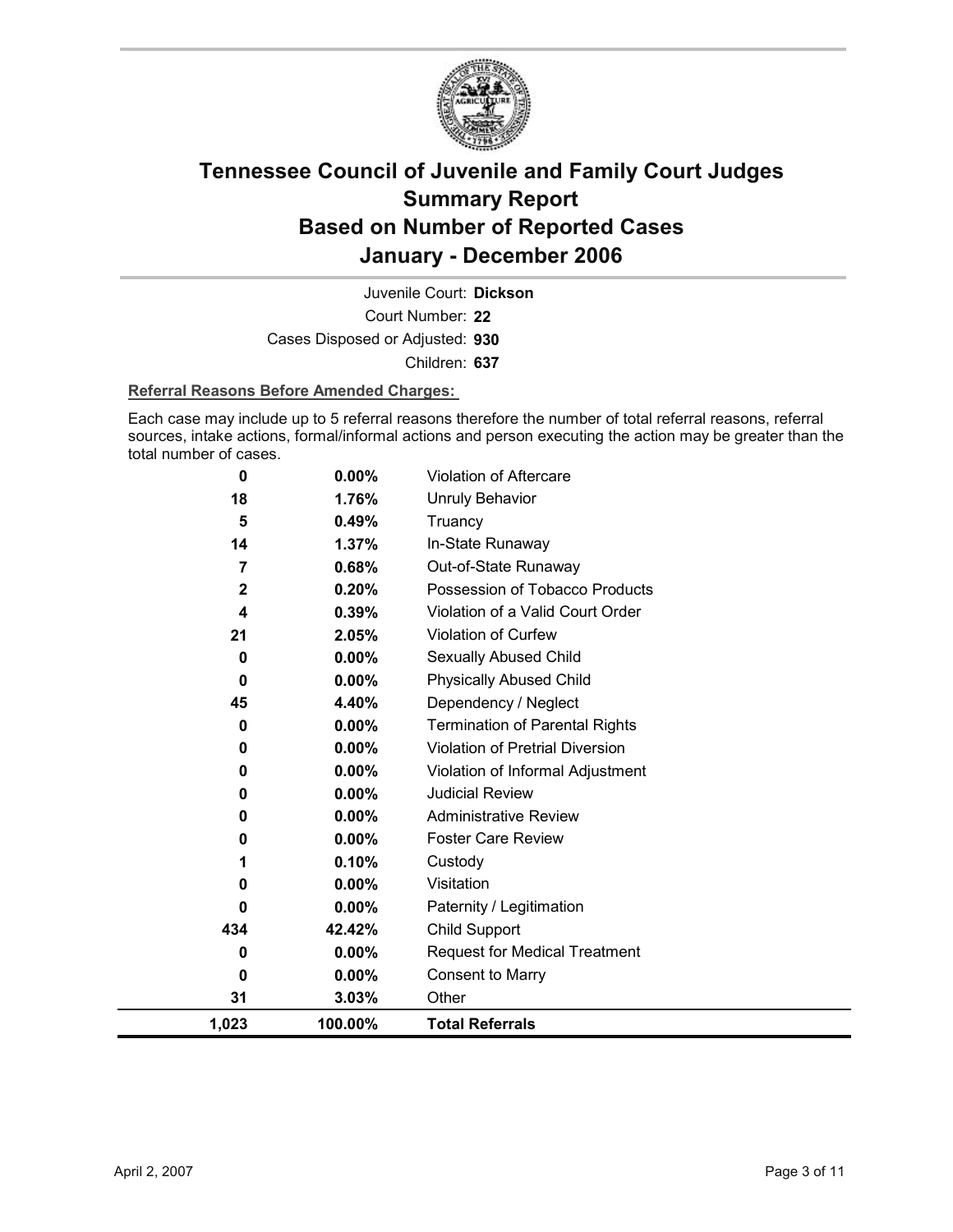# Tennessee Council of Juvenile and Family Court Judges
# Summary Report
# Based on Number of Reported Cases
# January - December 2006

Juvenile Court: **Dickson**

Court Number: **22**

Cases Disposed or Adjusted: **930**

Children: **637**

**Referral Reasons Before Amended Charges:**

Each case may include up to 5 referral reasons therefore the number of total referral reasons, referral sources, intake actions, formal/informal actions and person executing the action may be greater than the total number of cases.

| Count | Percent | Referral Reason |
|---|---|---|
| 0 | 0.00% | Violation of Aftercare |
| 18 | 1.76% | Unruly Behavior |
| 5 | 0.49% | Truancy |
| 14 | 1.37% | In-State Runaway |
| 7 | 0.68% | Out-of-State Runaway |
| 2 | 0.20% | Possession of Tobacco Products |
| 4 | 0.39% | Violation of a Valid Court Order |
| 21 | 2.05% | Violation of Curfew |
| 0 | 0.00% | Sexually Abused Child |
| 0 | 0.00% | Physically Abused Child |
| 45 | 4.40% | Dependency / Neglect |
| 0 | 0.00% | Termination of Parental Rights |
| 0 | 0.00% | Violation of Pretrial Diversion |
| 0 | 0.00% | Violation of Informal Adjustment |
| 0 | 0.00% | Judicial Review |
| 0 | 0.00% | Administrative Review |
| 0 | 0.00% | Foster Care Review |
| 1 | 0.10% | Custody |
| 0 | 0.00% | Visitation |
| 0 | 0.00% | Paternity / Legitimation |
| 434 | 42.42% | Child Support |
| 0 | 0.00% | Request for Medical Treatment |
| 0 | 0.00% | Consent to Marry |
| 31 | 3.03% | Other |
| **1,023** | **100.00%** | **Total Referrals** |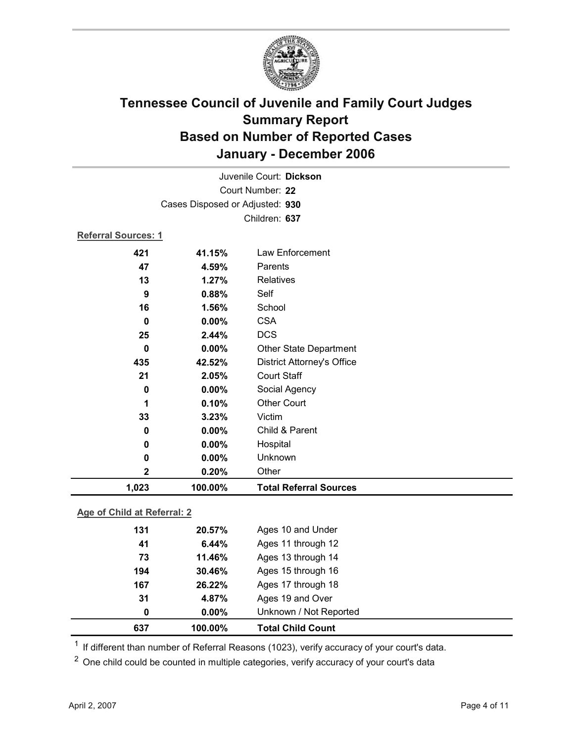# Tennessee Council of Juvenile and Family Court Judges
## Summary Report
## Based on Number of Reported Cases
## January - December 2006

Juvenile Court: **Dickson**
Court Number: **22**
Cases Disposed or Adjusted: **930**
Children: **637**

**Referral Sources: 1**

| Count | Percent | Source |
|---|---|---|
| 421 | 41.15% | Law Enforcement |
| 47 | 4.59% | Parents |
| 13 | 1.27% | Relatives |
| 9 | 0.88% | Self |
| 16 | 1.56% | School |
| 0 | 0.00% | CSA |
| 25 | 2.44% | DCS |
| 0 | 0.00% | Other State Department |
| 435 | 42.52% | District Attorney's Office |
| 21 | 2.05% | Court Staff |
| 0 | 0.00% | Social Agency |
| 1 | 0.10% | Other Court |
| 33 | 3.23% | Victim |
| 0 | 0.00% | Child & Parent |
| 0 | 0.00% | Hospital |
| 0 | 0.00% | Unknown |
| 2 | 0.20% | Other |
| **1,023** | **100.00%** | **Total Referral Sources** |

**Age of Child at Referral: 2**

| Count | Percent | Age |
|---|---|---|
| 131 | 20.57% | Ages 10 and Under |
| 41 | 6.44% | Ages 11 through 12 |
| 73 | 11.46% | Ages 13 through 14 |
| 194 | 30.46% | Ages 15 through 16 |
| 167 | 26.22% | Ages 17 through 18 |
| 31 | 4.87% | Ages 19 and Over |
| 0 | 0.00% | Unknown / Not Reported |
| **637** | **100.00%** | **Total Child Count** |

[1] If different than number of Referral Reasons (1023), verify accuracy of your court's data.

[2] One child could be counted in multiple categories, verify accuracy of your court's data

April 2, 2007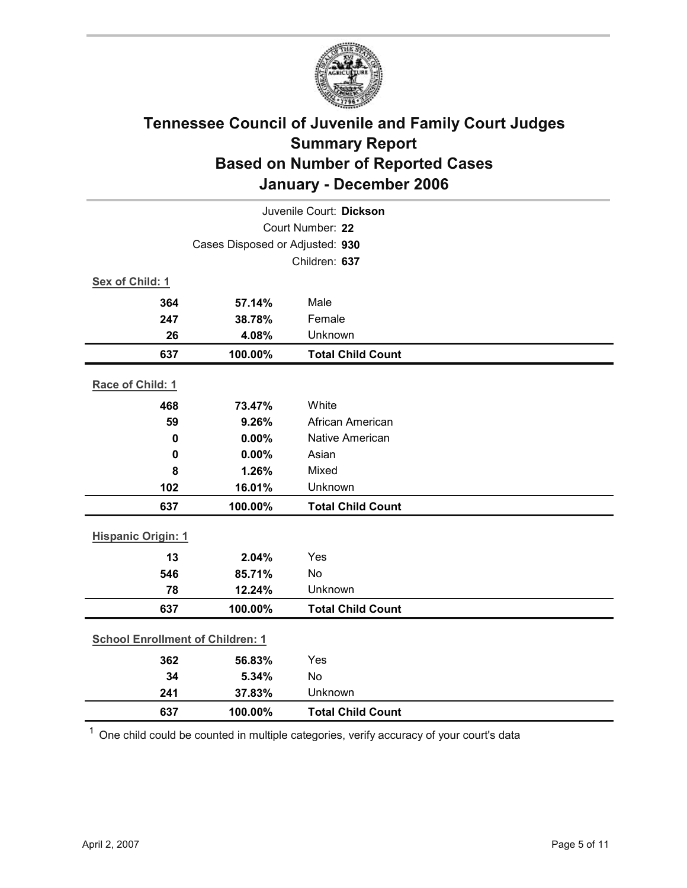# Tennessee Council of Juvenile and Family Court Judges
## Summary Report
## Based on Number of Reported Cases
## January - December 2006

Juvenile Court: **Dickson**
Court Number: **22**
Cases Disposed or Adjusted: **930**
Children: **637**

**Sex of Child: 1**

| | | |
|---|---|---|
| **364** | **57.14%** | Male |
| **247** | **38.78%** | Female |
| **26** | **4.08%** | Unknown |
| **637** | **100.00%** | **Total Child Count** |

**Race of Child: 1**

| | | |
|---|---|---|
| **468** | **73.47%** | White |
| **59** | **9.26%** | African American |
| **0** | **0.00%** | Native American |
| **0** | **0.00%** | Asian |
| **8** | **1.26%** | Mixed |
| **102** | **16.01%** | Unknown |
| **637** | **100.00%** | **Total Child Count** |

**Hispanic Origin: 1**

| | | |
|---|---|---|
| **13** | **2.04%** | Yes |
| **546** | **85.71%** | No |
| **78** | **12.24%** | Unknown |
| **637** | **100.00%** | **Total Child Count** |

**School Enrollment of Children: 1**

| | | |
|---|---|---|
| **362** | **56.83%** | Yes |
| **34** | **5.34%** | No |
| **241** | **37.83%** | Unknown |
| **637** | **100.00%** | **Total Child Count** |

[1] One child could be counted in multiple categories, verify accuracy of your court's data

April 2, 2007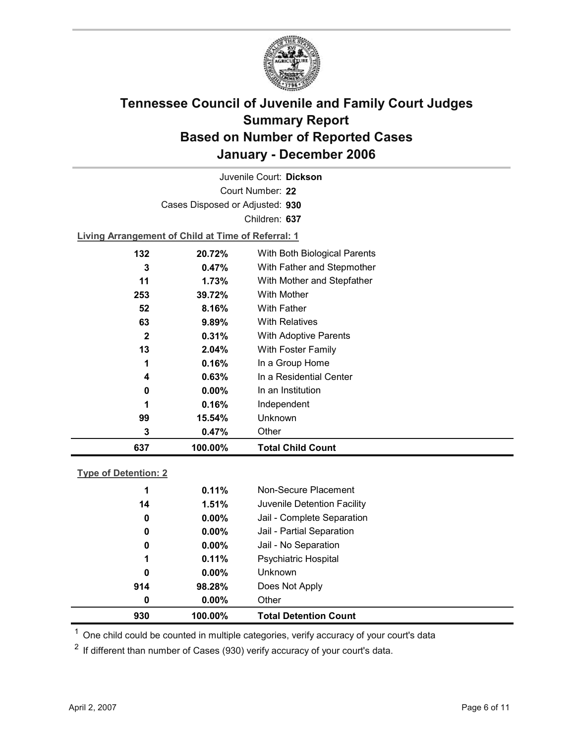# Tennessee Council of Juvenile and Family Court Judges
## Summary Report
## Based on Number of Reported Cases
## January - December 2006

Juvenile Court: **Dickson**

Court Number: **22**

Cases Disposed or Adjusted: **930**

Children: **637**

**Living Arrangement of Child at Time of Referral: 1**

| | | |
|---|---|---|
| 132 | 20.72% | With Both Biological Parents |
| 3 | 0.47% | With Father and Stepmother |
| 11 | 1.73% | With Mother and Stepfather |
| 253 | 39.72% | With Mother |
| 52 | 8.16% | With Father |
| 63 | 9.89% | With Relatives |
| 2 | 0.31% | With Adoptive Parents |
| 13 | 2.04% | With Foster Family |
| 1 | 0.16% | In a Group Home |
| 4 | 0.63% | In a Residential Center |
| 0 | 0.00% | In an Institution |
| 1 | 0.16% | Independent |
| 99 | 15.54% | Unknown |
| 3 | 0.47% | Other |
| **637** | **100.00%** | **Total Child Count** |

**Type of Detention: 2**

| | | |
|---|---|---|
| 1 | 0.11% | Non-Secure Placement |
| 14 | 1.51% | Juvenile Detention Facility |
| 0 | 0.00% | Jail - Complete Separation |
| 0 | 0.00% | Jail - Partial Separation |
| 0 | 0.00% | Jail - No Separation |
| 1 | 0.11% | Psychiatric Hospital |
| 0 | 0.00% | Unknown |
| 914 | 98.28% | Does Not Apply |
| 0 | 0.00% | Other |
| **930** | **100.00%** | **Total Detention Count** |

[1] One child could be counted in multiple categories, verify accuracy of your court's data

[2] If different than number of Cases (930) verify accuracy of your court's data.

April 2, 2007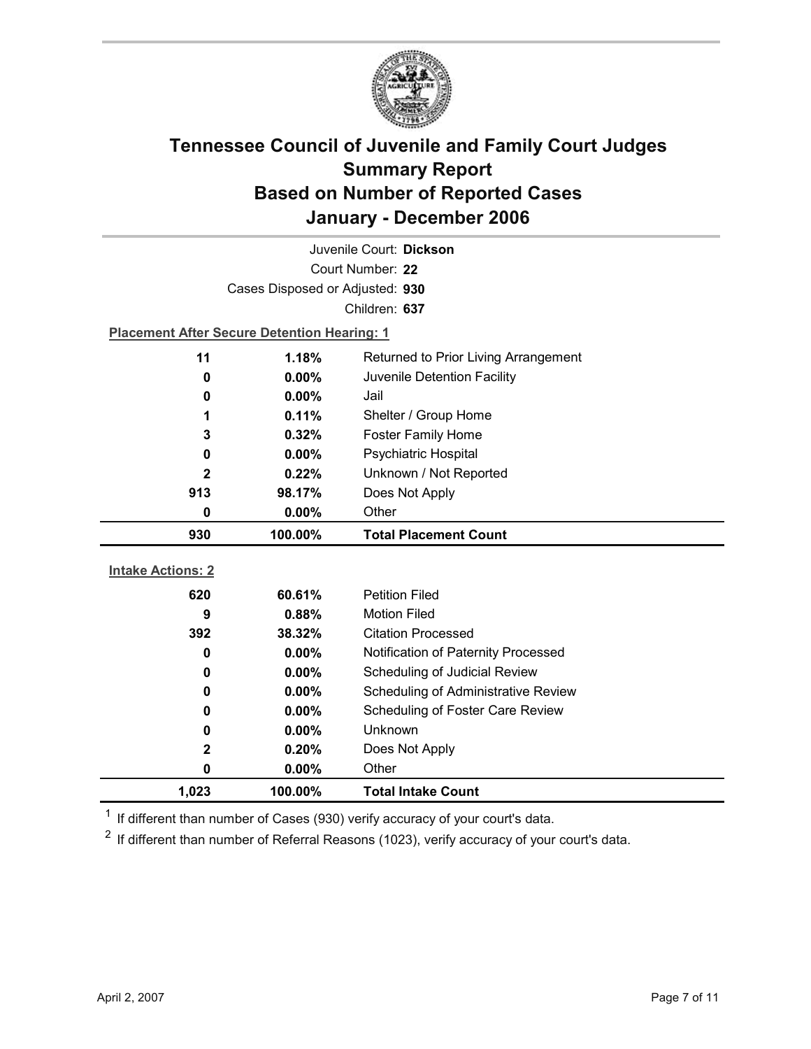# Tennessee Council of Juvenile and Family Court Judges Summary Report
## Based on Number of Reported Cases
## January - December 2006

Juvenile Court: **Dickson**

Court Number: **22**

Cases Disposed or Adjusted: **930**

Children: **637**

**Placement After Secure Detention Hearing: 1**

| Count | Percent | Placement |
|---|---|---|
| 11 | 1.18% | Returned to Prior Living Arrangement |
| 0 | 0.00% | Juvenile Detention Facility |
| 0 | 0.00% | Jail |
| 1 | 0.11% | Shelter / Group Home |
| 3 | 0.32% | Foster Family Home |
| 0 | 0.00% | Psychiatric Hospital |
| 2 | 0.22% | Unknown / Not Reported |
| 913 | 98.17% | Does Not Apply |
| 0 | 0.00% | Other |
| **930** | **100.00%** | **Total Placement Count** |

**Intake Actions: 2**

| Count | Percent | Intake Action |
|---|---|---|
| 620 | 60.61% | Petition Filed |
| 9 | 0.88% | Motion Filed |
| 392 | 38.32% | Citation Processed |
| 0 | 0.00% | Notification of Paternity Processed |
| 0 | 0.00% | Scheduling of Judicial Review |
| 0 | 0.00% | Scheduling of Administrative Review |
| 0 | 0.00% | Scheduling of Foster Care Review |
| 0 | 0.00% | Unknown |
| 2 | 0.20% | Does Not Apply |
| 0 | 0.00% | Other |
| **1,023** | **100.00%** | **Total Intake Count** |

[1] If different than number of Cases (930) verify accuracy of your court's data.

[2] If different than number of Referral Reasons (1023), verify accuracy of your court's data.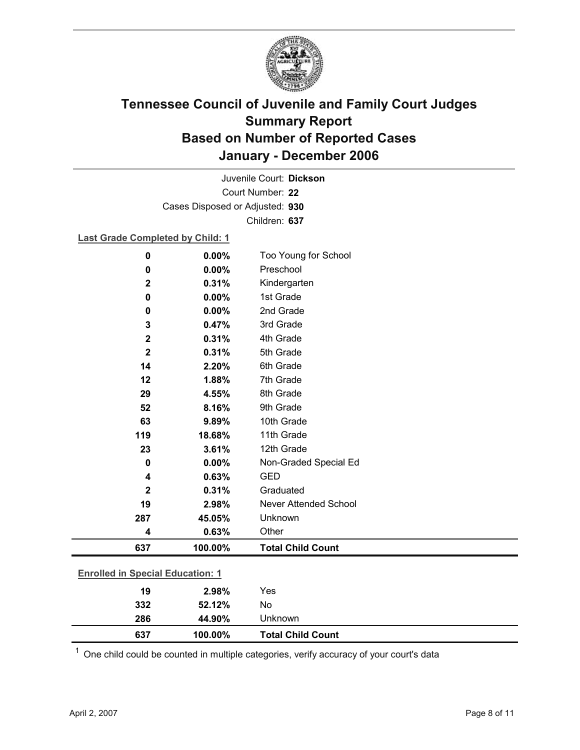# Tennessee Council of Juvenile and Family Court Judges Summary Report Based on Number of Reported Cases January - December 2006

Juvenile Court: **Dickson**

Court Number: **22**

Cases Disposed or Adjusted: **930**

Children: **637**

**Last Grade Completed by Child: 1**

| Count | Percent | Category |
|---|---|---|
| 0 | 0.00% | Too Young for School |
| 0 | 0.00% | Preschool |
| 2 | 0.31% | Kindergarten |
| 0 | 0.00% | 1st Grade |
| 0 | 0.00% | 2nd Grade |
| 3 | 0.47% | 3rd Grade |
| 2 | 0.31% | 4th Grade |
| 2 | 0.31% | 5th Grade |
| 14 | 2.20% | 6th Grade |
| 12 | 1.88% | 7th Grade |
| 29 | 4.55% | 8th Grade |
| 52 | 8.16% | 9th Grade |
| 63 | 9.89% | 10th Grade |
| 119 | 18.68% | 11th Grade |
| 23 | 3.61% | 12th Grade |
| 0 | 0.00% | Non-Graded Special Ed |
| 4 | 0.63% | GED |
| 2 | 0.31% | Graduated |
| 19 | 2.98% | Never Attended School |
| 287 | 45.05% | Unknown |
| 4 | 0.63% | Other |
| **637** | **100.00%** | **Total Child Count** |

**Enrolled in Special Education: 1**

| Count | Percent | Category |
|---|---|---|
| 19 | 2.98% | Yes |
| 332 | 52.12% | No |
| 286 | 44.90% | Unknown |
| **637** | **100.00%** | **Total Child Count** |

[1] One child could be counted in multiple categories, verify accuracy of your court's data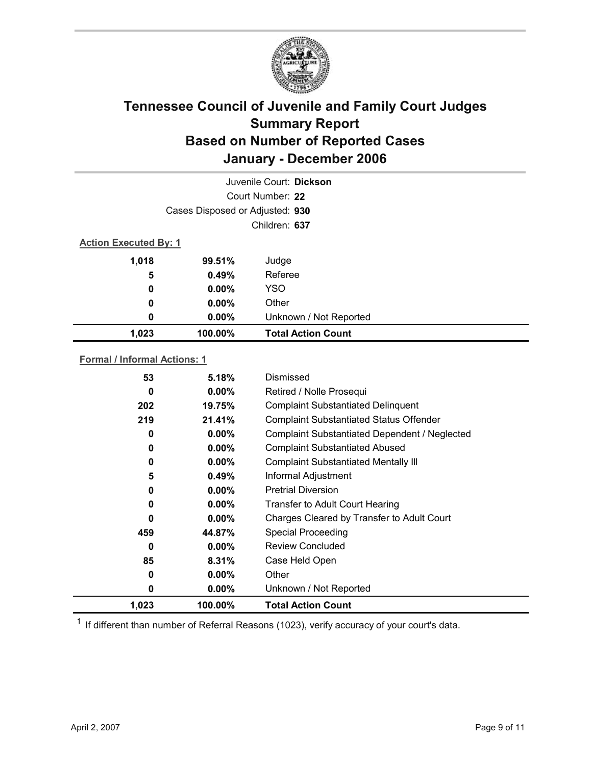# Tennessee Council of Juvenile and Family Court Judges
## Summary Report
## Based on Number of Reported Cases
## January - December 2006

Juvenile Court: **Dickson**

Court Number: **22**

Cases Disposed or Adjusted: **930**

Children: **637**

**Action Executed By: 1**

| Count | Percent | Action |
|---|---|---|
| 1,018 | 99.51% | Judge |
| 5 | 0.49% | Referee |
| 0 | 0.00% | YSO |
| 0 | 0.00% | Other |
| 0 | 0.00% | Unknown / Not Reported |
| **1,023** | **100.00%** | **Total Action Count** |

**Formal / Informal Actions: 1**

| Count | Percent | Action |
|---|---|---|
| 53 | 5.18% | Dismissed |
| 0 | 0.00% | Retired / Nolle Prosequi |
| 202 | 19.75% | Complaint Substantiated Delinquent |
| 219 | 21.41% | Complaint Substantiated Status Offender |
| 0 | 0.00% | Complaint Substantiated Dependent / Neglected |
| 0 | 0.00% | Complaint Substantiated Abused |
| 0 | 0.00% | Complaint Substantiated Mentally Ill |
| 5 | 0.49% | Informal Adjustment |
| 0 | 0.00% | Pretrial Diversion |
| 0 | 0.00% | Transfer to Adult Court Hearing |
| 0 | 0.00% | Charges Cleared by Transfer to Adult Court |
| 459 | 44.87% | Special Proceeding |
| 0 | 0.00% | Review Concluded |
| 85 | 8.31% | Case Held Open |
| 0 | 0.00% | Other |
| 0 | 0.00% | Unknown / Not Reported |
| **1,023** | **100.00%** | **Total Action Count** |

[1] If different than number of Referral Reasons (1023), verify accuracy of your court's data.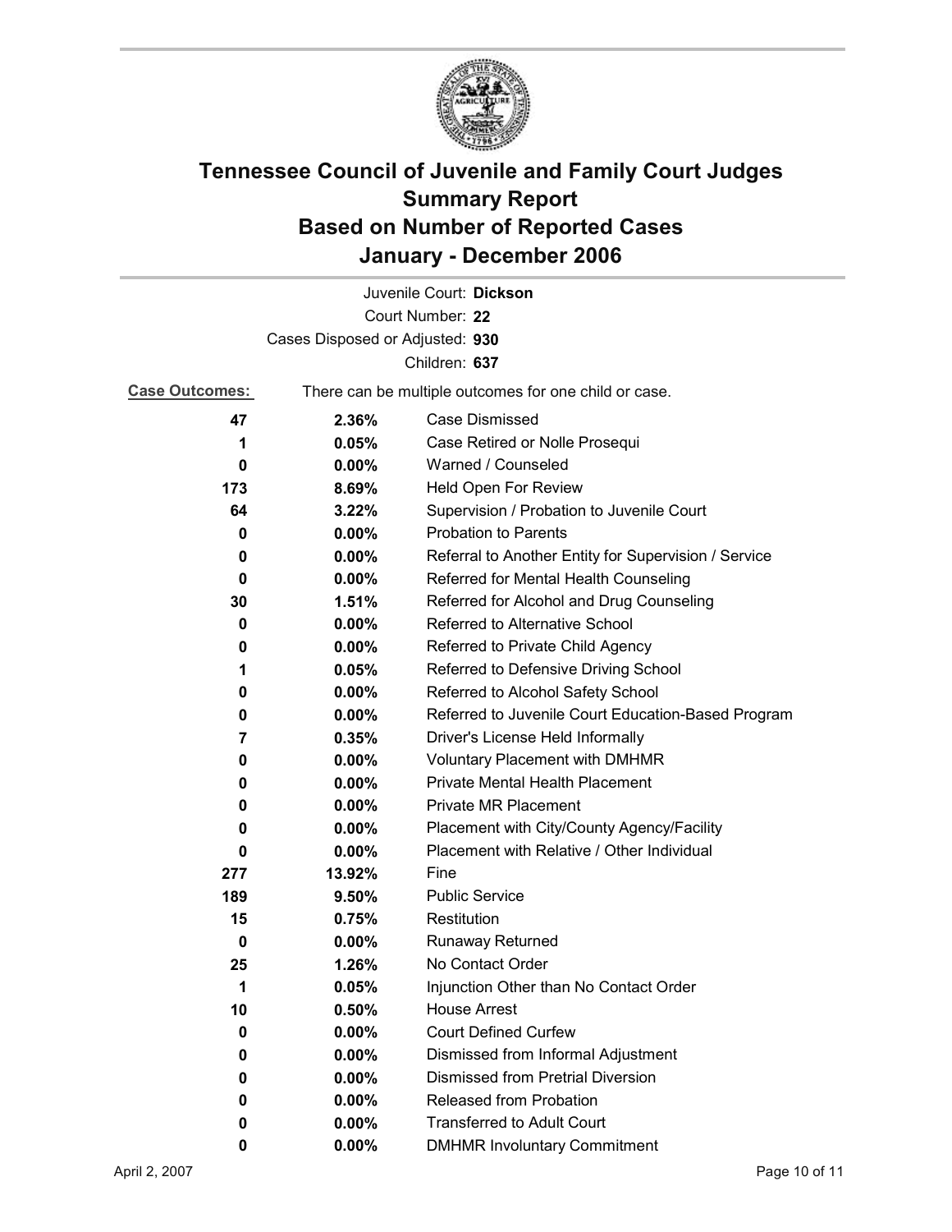# Tennessee Council of Juvenile and Family Court Judges
# Summary Report
# Based on Number of Reported Cases
# January - December 2006

Juvenile Court: **Dickson**
Court Number: **22**
Cases Disposed or Adjusted: **930**
Children: **637**

**Case Outcomes:** There can be multiple outcomes for one child or case.

| Count | Percent | Outcome |
|---|---|---|
| 47 | 2.36% | Case Dismissed |
| 1 | 0.05% | Case Retired or Nolle Prosequi |
| 0 | 0.00% | Warned / Counseled |
| 173 | 8.69% | Held Open For Review |
| 64 | 3.22% | Supervision / Probation to Juvenile Court |
| 0 | 0.00% | Probation to Parents |
| 0 | 0.00% | Referral to Another Entity for Supervision / Service |
| 0 | 0.00% | Referred for Mental Health Counseling |
| 30 | 1.51% | Referred for Alcohol and Drug Counseling |
| 0 | 0.00% | Referred to Alternative School |
| 0 | 0.00% | Referred to Private Child Agency |
| 1 | 0.05% | Referred to Defensive Driving School |
| 0 | 0.00% | Referred to Alcohol Safety School |
| 0 | 0.00% | Referred to Juvenile Court Education-Based Program |
| 7 | 0.35% | Driver's License Held Informally |
| 0 | 0.00% | Voluntary Placement with DMHMR |
| 0 | 0.00% | Private Mental Health Placement |
| 0 | 0.00% | Private MR Placement |
| 0 | 0.00% | Placement with City/County Agency/Facility |
| 0 | 0.00% | Placement with Relative / Other Individual |
| 277 | 13.92% | Fine |
| 189 | 9.50% | Public Service |
| 15 | 0.75% | Restitution |
| 0 | 0.00% | Runaway Returned |
| 25 | 1.26% | No Contact Order |
| 1 | 0.05% | Injunction Other than No Contact Order |
| 10 | 0.50% | House Arrest |
| 0 | 0.00% | Court Defined Curfew |
| 0 | 0.00% | Dismissed from Informal Adjustment |
| 0 | 0.00% | Dismissed from Pretrial Diversion |
| 0 | 0.00% | Released from Probation |
| 0 | 0.00% | Transferred to Adult Court |
| 0 | 0.00% | DMHMR Involuntary Commitment |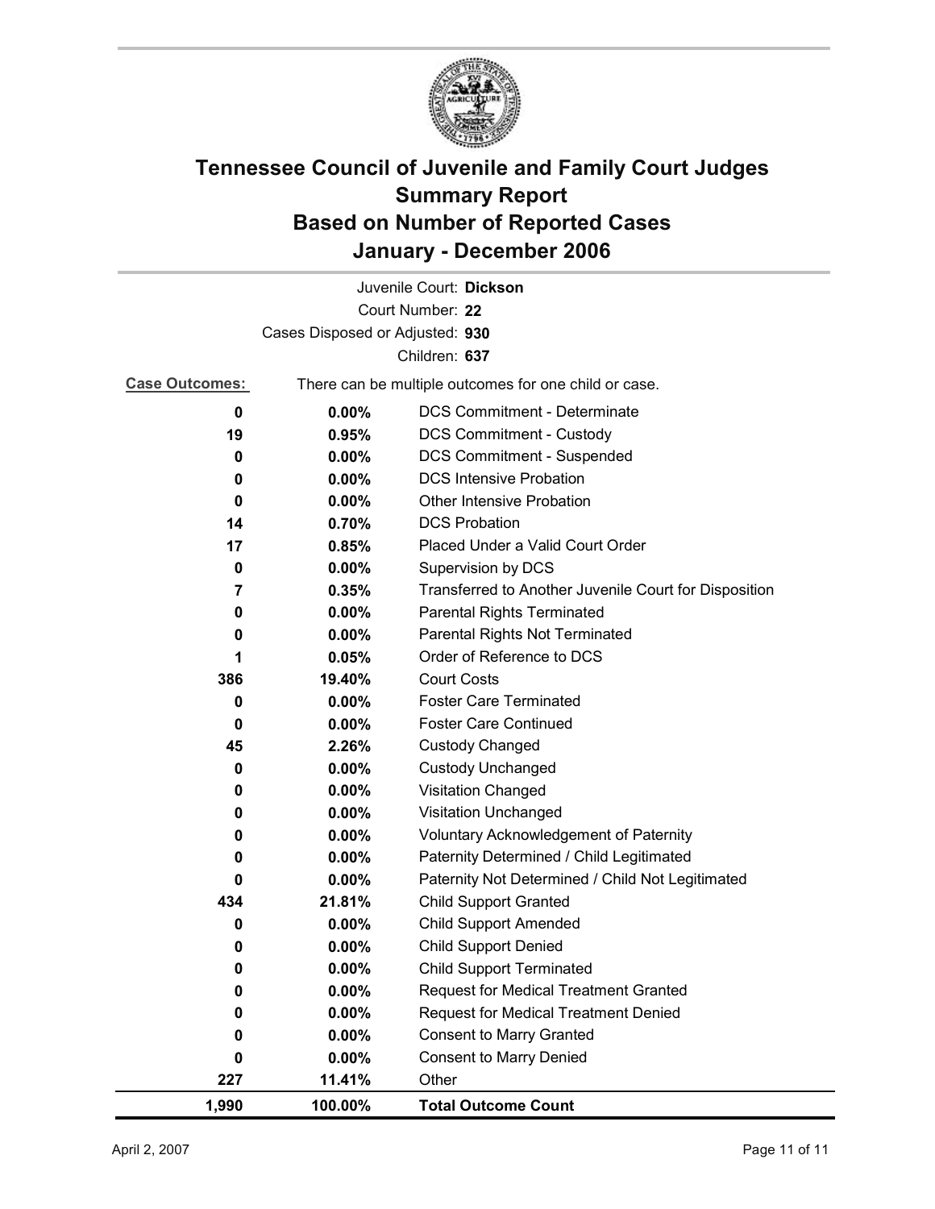# Tennessee Council of Juvenile and Family Court Judges
# Summary Report
# Based on Number of Reported Cases
# January - December 2006

Juvenile Court: **Dickson**

Court Number: **22**

Cases Disposed or Adjusted: **930**

Children: **637**

**Case Outcomes:** There can be multiple outcomes for one child or case.

| | | |
|---|---|---|
| 0 | 0.00% | DCS Commitment - Determinate |
| 19 | 0.95% | DCS Commitment - Custody |
| 0 | 0.00% | DCS Commitment - Suspended |
| 0 | 0.00% | DCS Intensive Probation |
| 0 | 0.00% | Other Intensive Probation |
| 14 | 0.70% | DCS Probation |
| 17 | 0.85% | Placed Under a Valid Court Order |
| 0 | 0.00% | Supervision by DCS |
| 7 | 0.35% | Transferred to Another Juvenile Court for Disposition |
| 0 | 0.00% | Parental Rights Terminated |
| 0 | 0.00% | Parental Rights Not Terminated |
| 1 | 0.05% | Order of Reference to DCS |
| 386 | 19.40% | Court Costs |
| 0 | 0.00% | Foster Care Terminated |
| 0 | 0.00% | Foster Care Continued |
| 45 | 2.26% | Custody Changed |
| 0 | 0.00% | Custody Unchanged |
| 0 | 0.00% | Visitation Changed |
| 0 | 0.00% | Visitation Unchanged |
| 0 | 0.00% | Voluntary Acknowledgement of Paternity |
| 0 | 0.00% | Paternity Determined / Child Legitimated |
| 0 | 0.00% | Paternity Not Determined / Child Not Legitimated |
| 434 | 21.81% | Child Support Granted |
| 0 | 0.00% | Child Support Amended |
| 0 | 0.00% | Child Support Denied |
| 0 | 0.00% | Child Support Terminated |
| 0 | 0.00% | Request for Medical Treatment Granted |
| 0 | 0.00% | Request for Medical Treatment Denied |
| 0 | 0.00% | Consent to Marry Granted |
| 0 | 0.00% | Consent to Marry Denied |
| 227 | 11.41% | Other |
| **1,990** | **100.00%** | **Total Outcome Count** |

April 2, 2007